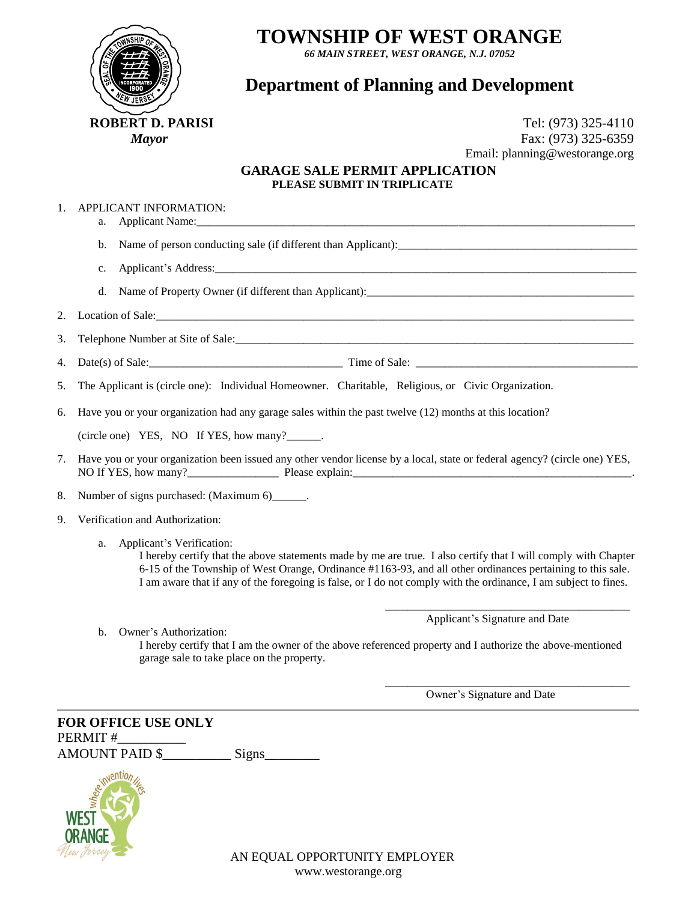# TOWNSHIP OF WEST ORANGE

*66 MAIN STREET, WEST ORANGE, N.J. 07052*

## Department of Planning and Development

**ROBERT D. PARISI**
*Mayor*

Tel: (973) 325-4110
Fax: (973) 325-6359
Email: planning@westorange.org

### GARAGE SALE PERMIT APPLICATION
**PLEASE SUBMIT IN TRIPLICATE**

1. APPLICANT INFORMATION:
   a. Applicant Name:______________________________
   b. Name of person conducting sale (if different than Applicant):______________________________
   c. Applicant's Address:______________________________
   d. Name of Property Owner (if different than Applicant):______________________________
2. Location of Sale:______________________________
3. Telephone Number at Site of Sale:______________________________
4. Date(s) of Sale:______________________________ Time of Sale: ______________________________
5. The Applicant is (circle one): Individual Homeowner. Charitable, Religious, or Civic Organization.
6. Have you or your organization had any garage sales within the past twelve (12) months at this location?

   (circle one) YES, NO If YES, how many?______.
7. Have you or your organization been issued any other vendor license by a local, state or federal agency? (circle one) YES, NO If YES, how many?________________ Please explain:______________________________.
8. Number of signs purchased: (Maximum 6)______.
9. Verification and Authorization:
   a. Applicant's Verification:
      I hereby certify that the above statements made by me are true. I also certify that I will comply with Chapter 6-15 of the Township of West Orange, Ordinance #1163-93, and all other ordinances pertaining to this sale. I am aware that if any of the foregoing is false, or I do not comply with the ordinance, I am subject to fines.

      ______________________________
      Applicant's Signature and Date

   b. Owner's Authorization:
      I hereby certify that I am the owner of the above referenced property and I authorize the above-mentioned garage sale to take place on the property.

      ______________________________
      Owner's Signature and Date

---

**FOR OFFICE USE ONLY**
PERMIT #__________
AMOUNT PAID $__________ Signs________

AN EQUAL OPPORTUNITY EMPLOYER
www.westorange.org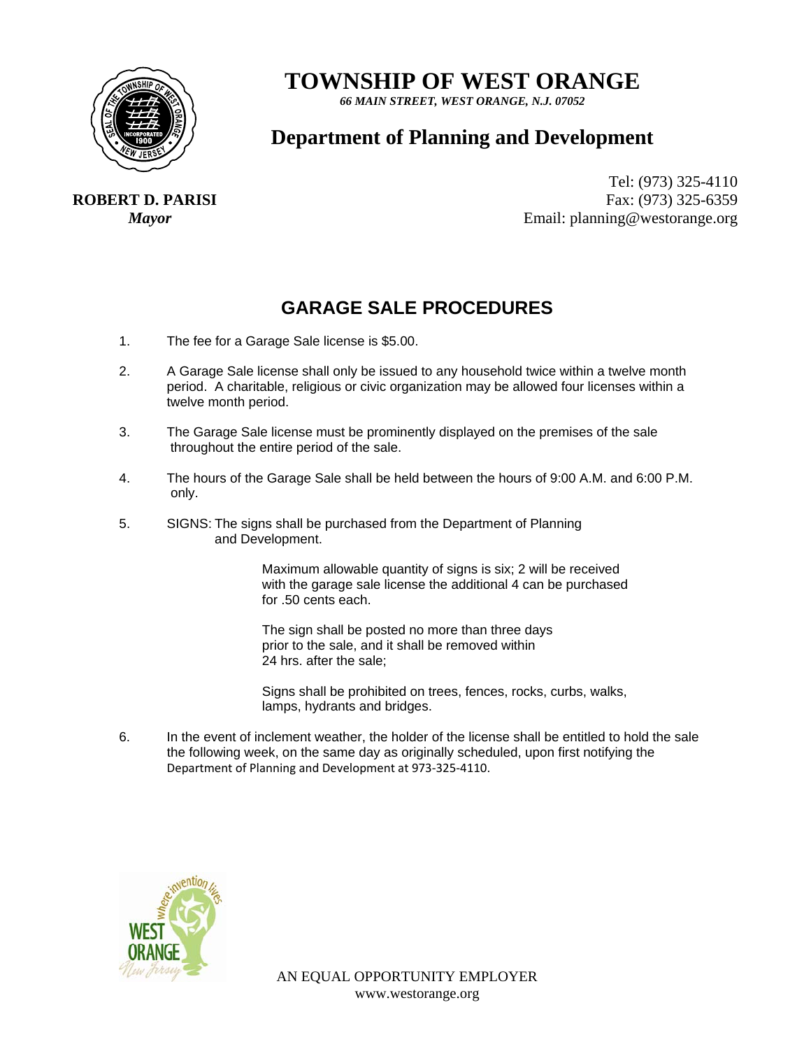# TOWNSHIP OF WEST ORANGE

*66 MAIN STREET, WEST ORANGE, N.J. 07052*

## Department of Planning and Development

**ROBERT D. PARISI**
***Mayor***

Tel: (973) 325-4110
Fax: (973) 325-6359
Email: planning@westorange.org

## GARAGE SALE PROCEDURES

1. The fee for a Garage Sale license is $5.00.

2. A Garage Sale license shall only be issued to any household twice within a twelve month period. A charitable, religious or civic organization may be allowed four licenses within a twelve month period.

3. The Garage Sale license must be prominently displayed on the premises of the sale throughout the entire period of the sale.

4. The hours of the Garage Sale shall be held between the hours of 9:00 A.M. and 6:00 P.M. only.

5. SIGNS: The signs shall be purchased from the Department of Planning and Development.

   Maximum allowable quantity of signs is six; 2 will be received with the garage sale license the additional 4 can be purchased for .50 cents each.

   The sign shall be posted no more than three days prior to the sale, and it shall be removed within 24 hrs. after the sale;

   Signs shall be prohibited on trees, fences, rocks, curbs, walks, lamps, hydrants and bridges.

6. In the event of inclement weather, the holder of the license shall be entitled to hold the sale the following week, on the same day as originally scheduled, upon first notifying the Department of Planning and Development at 973-325-4110.

AN EQUAL OPPORTUNITY EMPLOYER
www.westorange.org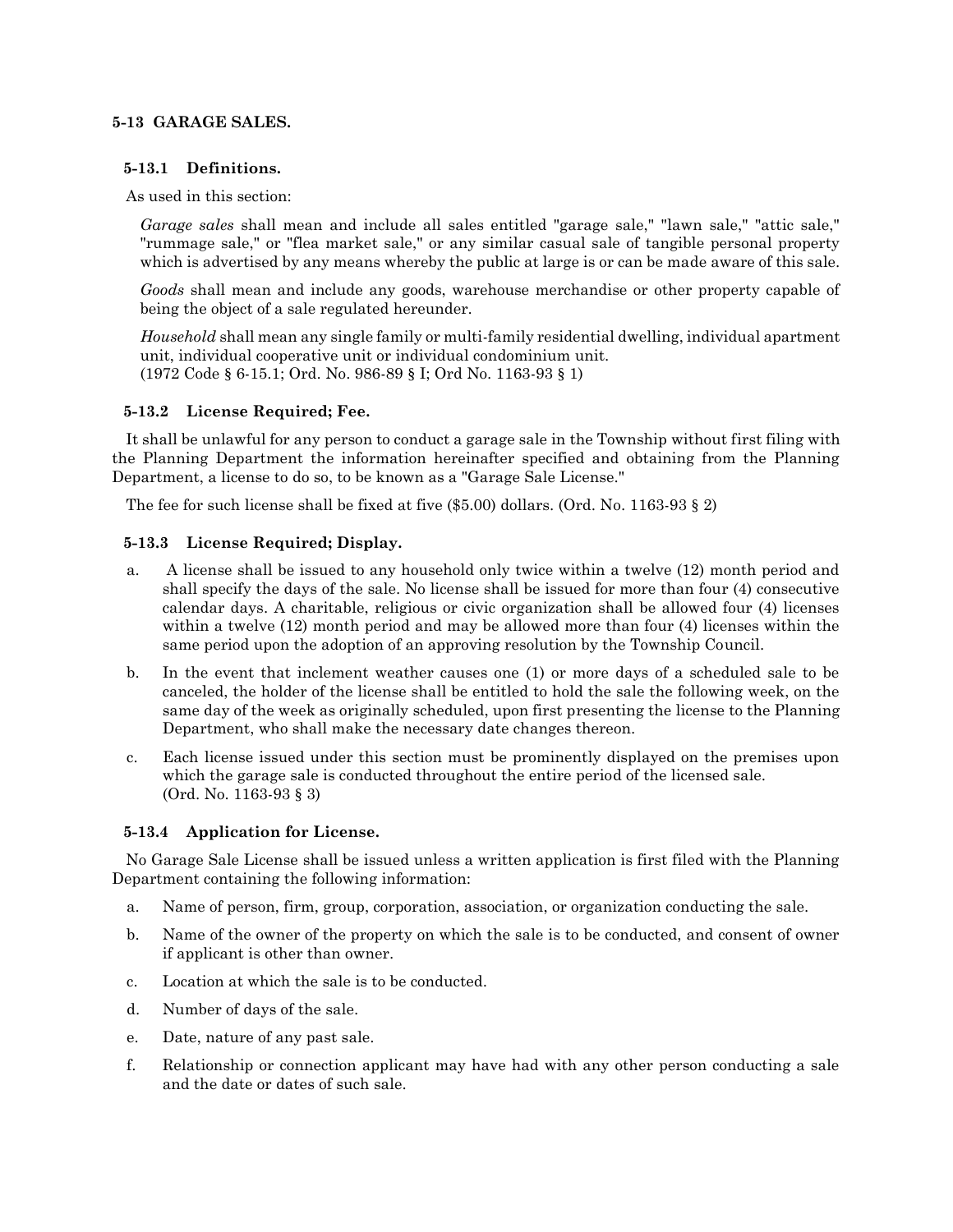## 5-13 GARAGE SALES.

### 5-13.1 Definitions.

As used in this section:

*Garage sales* shall mean and include all sales entitled "garage sale," "lawn sale," "attic sale," "rummage sale," or "flea market sale," or any similar casual sale of tangible personal property which is advertised by any means whereby the public at large is or can be made aware of this sale.

*Goods* shall mean and include any goods, warehouse merchandise or other property capable of being the object of a sale regulated hereunder.

*Household* shall mean any single family or multi-family residential dwelling, individual apartment unit, individual cooperative unit or individual condominium unit.
(1972 Code § 6-15.1; Ord. No. 986-89 § I; Ord No. 1163-93 § 1)

### 5-13.2 License Required; Fee.

It shall be unlawful for any person to conduct a garage sale in the Township without first filing with the Planning Department the information hereinafter specified and obtaining from the Planning Department, a license to do so, to be known as a "Garage Sale License."

The fee for such license shall be fixed at five ($5.00) dollars. (Ord. No. 1163-93 § 2)

### 5-13.3 License Required; Display.

a. A license shall be issued to any household only twice within a twelve (12) month period and shall specify the days of the sale. No license shall be issued for more than four (4) consecutive calendar days. A charitable, religious or civic organization shall be allowed four (4) licenses within a twelve (12) month period and may be allowed more than four (4) licenses within the same period upon the adoption of an approving resolution by the Township Council.

b. In the event that inclement weather causes one (1) or more days of a scheduled sale to be canceled, the holder of the license shall be entitled to hold the sale the following week, on the same day of the week as originally scheduled, upon first presenting the license to the Planning Department, who shall make the necessary date changes thereon.

c. Each license issued under this section must be prominently displayed on the premises upon which the garage sale is conducted throughout the entire period of the licensed sale.
(Ord. No. 1163-93 § 3)

### 5-13.4 Application for License.

No Garage Sale License shall be issued unless a written application is first filed with the Planning Department containing the following information:

a. Name of person, firm, group, corporation, association, or organization conducting the sale.

b. Name of the owner of the property on which the sale is to be conducted, and consent of owner if applicant is other than owner.

c. Location at which the sale is to be conducted.

d. Number of days of the sale.

e. Date, nature of any past sale.

f. Relationship or connection applicant may have had with any other person conducting a sale and the date or dates of such sale.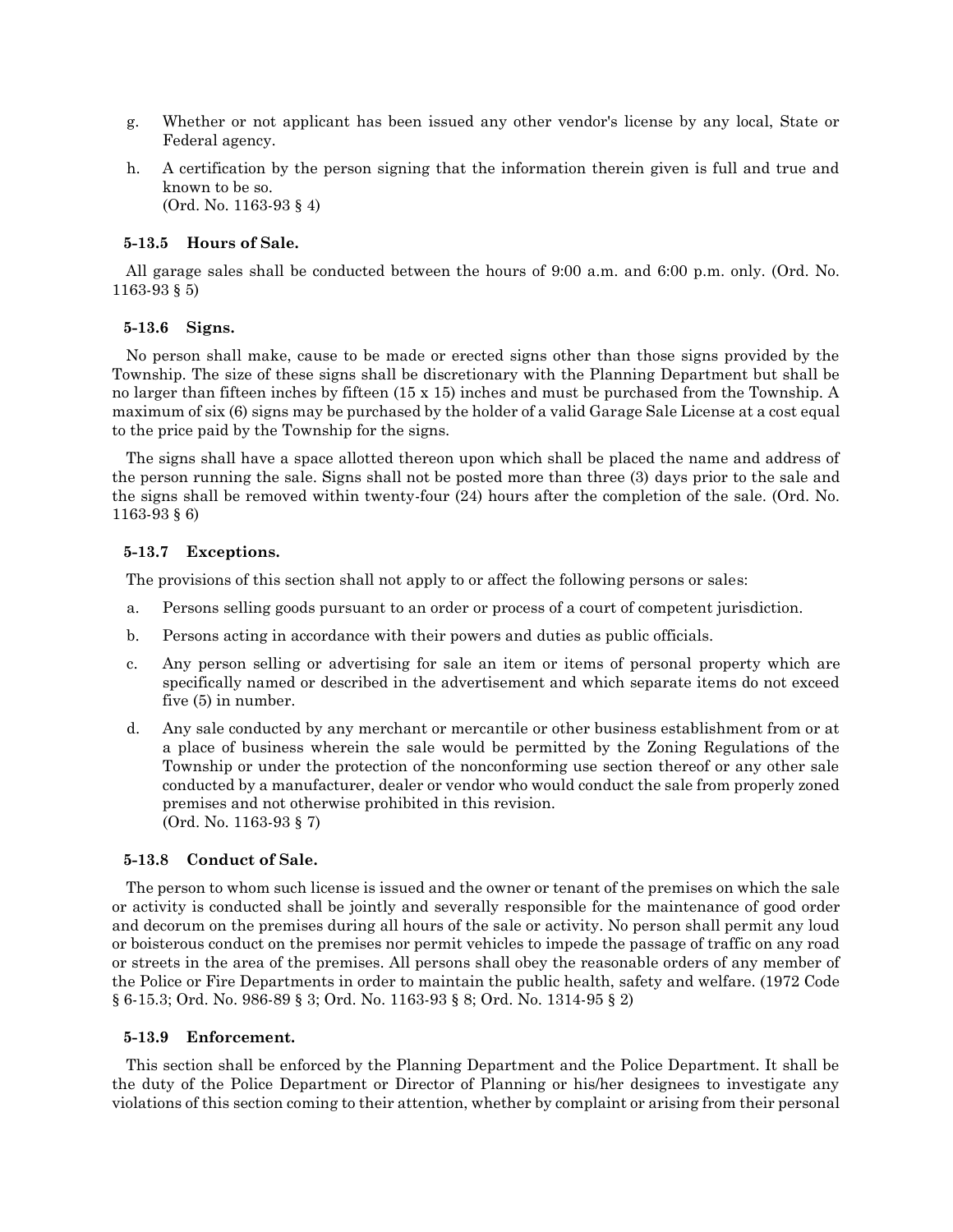g. Whether or not applicant has been issued any other vendor's license by any local, State or Federal agency.

h. A certification by the person signing that the information therein given is full and true and known to be so.
(Ord. No. 1163-93 § 4)

### 5-13.5 Hours of Sale.

All garage sales shall be conducted between the hours of 9:00 a.m. and 6:00 p.m. only. (Ord. No. 1163-93 § 5)

### 5-13.6 Signs.

No person shall make, cause to be made or erected signs other than those signs provided by the Township. The size of these signs shall be discretionary with the Planning Department but shall be no larger than fifteen inches by fifteen (15 x 15) inches and must be purchased from the Township. A maximum of six (6) signs may be purchased by the holder of a valid Garage Sale License at a cost equal to the price paid by the Township for the signs.

The signs shall have a space allotted thereon upon which shall be placed the name and address of the person running the sale. Signs shall not be posted more than three (3) days prior to the sale and the signs shall be removed within twenty-four (24) hours after the completion of the sale. (Ord. No. 1163-93 § 6)

### 5-13.7 Exceptions.

The provisions of this section shall not apply to or affect the following persons or sales:

a. Persons selling goods pursuant to an order or process of a court of competent jurisdiction.

b. Persons acting in accordance with their powers and duties as public officials.

c. Any person selling or advertising for sale an item or items of personal property which are specifically named or described in the advertisement and which separate items do not exceed five (5) in number.

d. Any sale conducted by any merchant or mercantile or other business establishment from or at a place of business wherein the sale would be permitted by the Zoning Regulations of the Township or under the protection of the nonconforming use section thereof or any other sale conducted by a manufacturer, dealer or vendor who would conduct the sale from properly zoned premises and not otherwise prohibited in this revision.
(Ord. No. 1163-93 § 7)

### 5-13.8 Conduct of Sale.

The person to whom such license is issued and the owner or tenant of the premises on which the sale or activity is conducted shall be jointly and severally responsible for the maintenance of good order and decorum on the premises during all hours of the sale or activity. No person shall permit any loud or boisterous conduct on the premises nor permit vehicles to impede the passage of traffic on any road or streets in the area of the premises. All persons shall obey the reasonable orders of any member of the Police or Fire Departments in order to maintain the public health, safety and welfare. (1972 Code § 6-15.3; Ord. No. 986-89 § 3; Ord. No. 1163-93 § 8; Ord. No. 1314-95 § 2)

### 5-13.9 Enforcement.

This section shall be enforced by the Planning Department and the Police Department. It shall be the duty of the Police Department or Director of Planning or his/her designees to investigate any violations of this section coming to their attention, whether by complaint or arising from their personal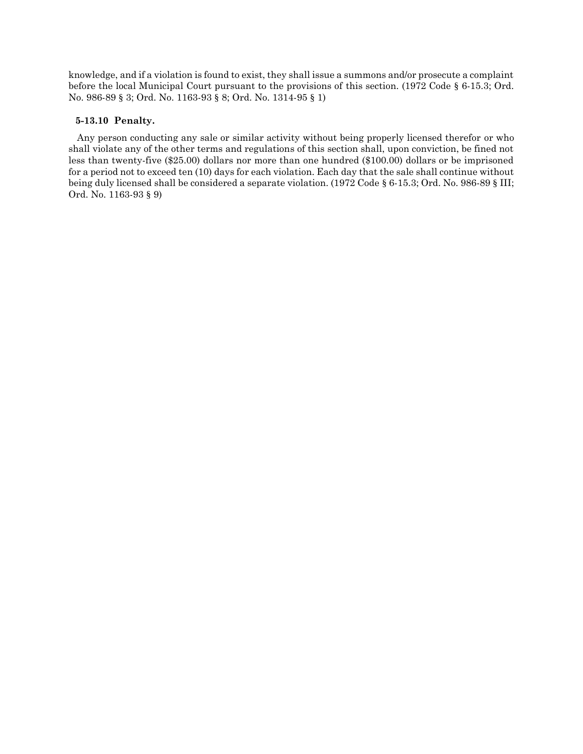knowledge, and if a violation is found to exist, they shall issue a summons and/or prosecute a complaint before the local Municipal Court pursuant to the provisions of this section. (1972 Code § 6-15.3; Ord. No. 986-89 § 3; Ord. No. 1163-93 § 8; Ord. No. 1314-95 § 1)

### 5-13.10 Penalty.

Any person conducting any sale or similar activity without being properly licensed therefor or who shall violate any of the other terms and regulations of this section shall, upon conviction, be fined not less than twenty-five ($25.00) dollars nor more than one hundred ($100.00) dollars or be imprisoned for a period not to exceed ten (10) days for each violation. Each day that the sale shall continue without being duly licensed shall be considered a separate violation. (1972 Code § 6-15.3; Ord. No. 986-89 § III; Ord. No. 1163-93 § 9)